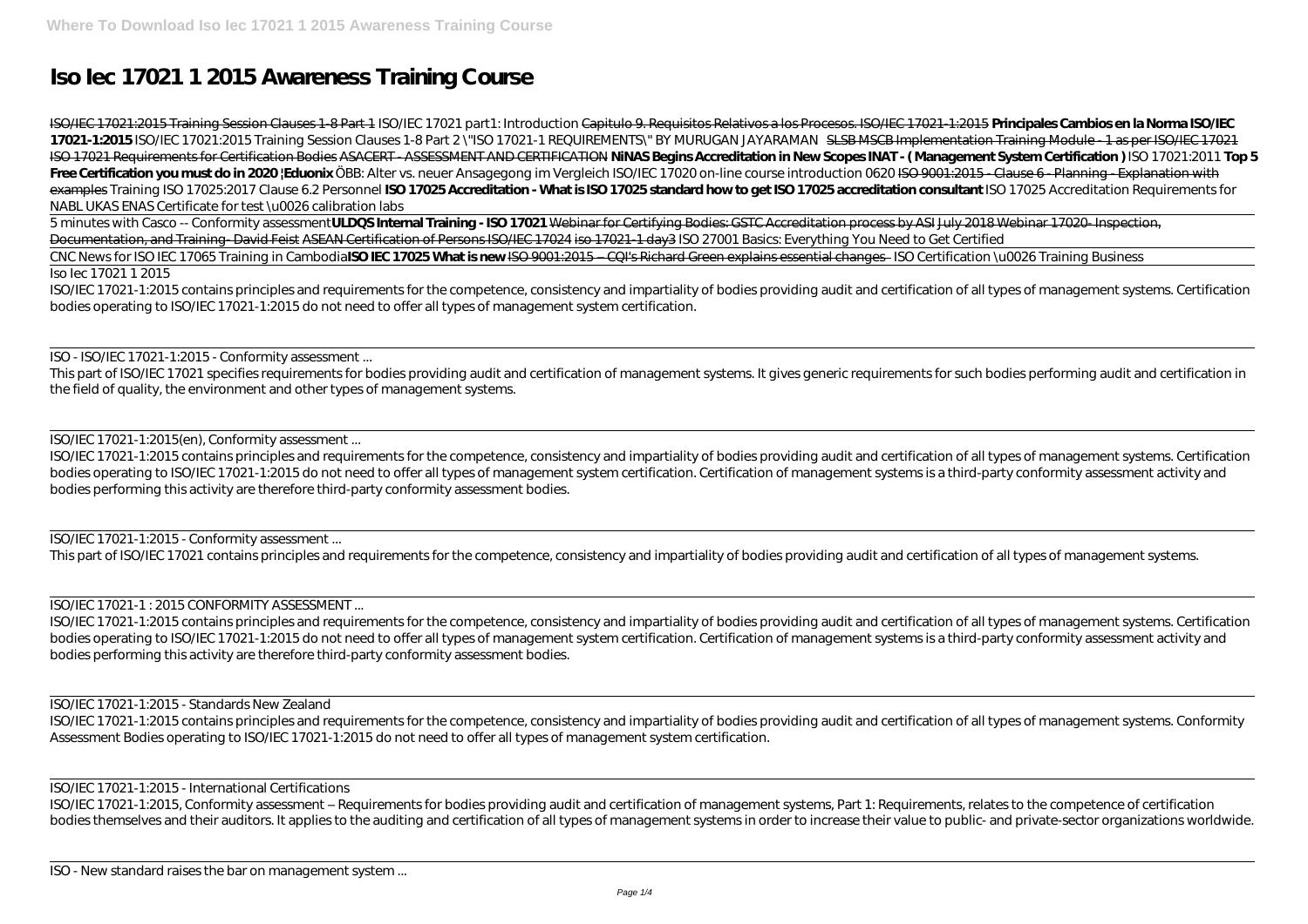# Iso Iec 17021 1 2015 Awareness Training Course

ISO/IEC 17021:2015 Training Session Clauses 1-8 Part 1 *ISO/IEC 17021 part1: Introduction* Capitulo 9. Requisitos Relativos a los Procesos. ISO/IEC 17021-1:2015 **Principales Cambios en la Norma ISO/IEC 17021-1:2015** *ISO/IEC 17021:2015 Training Session Clauses 1-8 Part 2 \"ISO 17021-1 REQUIREMENTS\" BY MURUGAN JAYARAMAN* SLSB MSCB Implementation Training Module - 1 as per ISO/IEC 17021 ISO 17021 Requirements for Certification Bodies ASACERT - ASSESSMENT AND CERTIFICATION **NiNAS Begins Accreditation in New Scopes INAT - ( Management System Certification )** *ISO 17021:2011* **Top 5 Free Certification you must do in 2020 |Eduonix** *ÖBB: Alter vs. neuer Ansagegong im Vergleich ISO/IEC 17020 on-line course introduction 0620* ISO 9001:2015 - Clause 6 - Planning - Explanation with examples *Training ISO 17025:2017 Clause 6.2 Personnel* **ISO 17025 Accreditation - What is ISO 17025 standard how to get ISO 17025 accreditation consultant** *ISO 17025 Accreditation Requirements for NABL UKAS ENAS Certificate for test \u0026 calibration labs*

5 minutes with Casco -- Conformity assessment**ULDQS Internal Training - ISO 17021** Webinar for Certifying Bodies: GSTC Accreditation process by ASI July 2018 Webinar 17020- Inspection, Documentation, and Training- David Feist ASEAN Certification of Persons ISO/IEC 17024 iso 17021-1 day3 *ISO 27001 Basics: Everything You Need to Get Certified*

CNC News for ISO IEC 17065 Training in Cambodia**ISO IEC 17025 What is new** ISO 9001:2015 – CQI's Richard Green explains essential changes- *ISO Certification \u0026 Training Business*

Iso Iec 17021 1 2015

ISO/IEC 17021-1:2015 contains principles and requirements for the competence, consistency and impartiality of bodies providing audit and certification of all types of management systems. Certification bodies operating to ISO/IEC 17021-1:2015 do not need to offer all types of management system certification.

ISO - ISO/IEC 17021-1:2015 - Conformity assessment ...

This part of ISO/IEC 17021 specifies requirements for bodies providing audit and certification of management systems. It gives generic requirements for such bodies performing audit and certification in the field of quality, the environment and other types of management systems.

ISO/IEC 17021-1:2015(en), Conformity assessment ...

ISO/IEC 17021-1:2015 contains principles and requirements for the competence, consistency and impartiality of bodies providing audit and certification of all types of management systems. Certification bodies operating to ISO/IEC 17021-1:2015 do not need to offer all types of management system certification. Certification of management systems is a third-party conformity assessment activity and bodies performing this activity are therefore third-party conformity assessment bodies.

ISO/IEC 17021-1:2015 - Conformity assessment ...

This part of ISO/IEC 17021 contains principles and requirements for the competence, consistency and impartiality of bodies providing audit and certification of all types of management systems.

ISO/IEC 17021-1 : 2015 CONFORMITY ASSESSMENT ...

ISO/IEC 17021-1:2015 contains principles and requirements for the competence, consistency and impartiality of bodies providing audit and certification of all types of management systems. Certification bodies operating to ISO/IEC 17021-1:2015 do not need to offer all types of management system certification. Certification of management systems is a third-party conformity assessment activity and bodies performing this activity are therefore third-party conformity assessment bodies.

ISO/IEC 17021-1:2015 - Standards New Zealand

ISO/IEC 17021-1:2015 contains principles and requirements for the competence, consistency and impartiality of bodies providing audit and certification of all types of management systems. Conformity Assessment Bodies operating to ISO/IEC 17021-1:2015 do not need to offer all types of management system certification.

ISO/IEC 17021-1:2015 - International Certifications

ISO/IEC 17021-1:2015, Conformity assessment – Requirements for bodies providing audit and certification of management systems, Part 1: Requirements, relates to the competence of certification bodies themselves and their auditors. It applies to the auditing and certification of all types of management systems in order to increase their value to public- and private-sector organizations worldwide.

ISO - New standard raises the bar on management system ...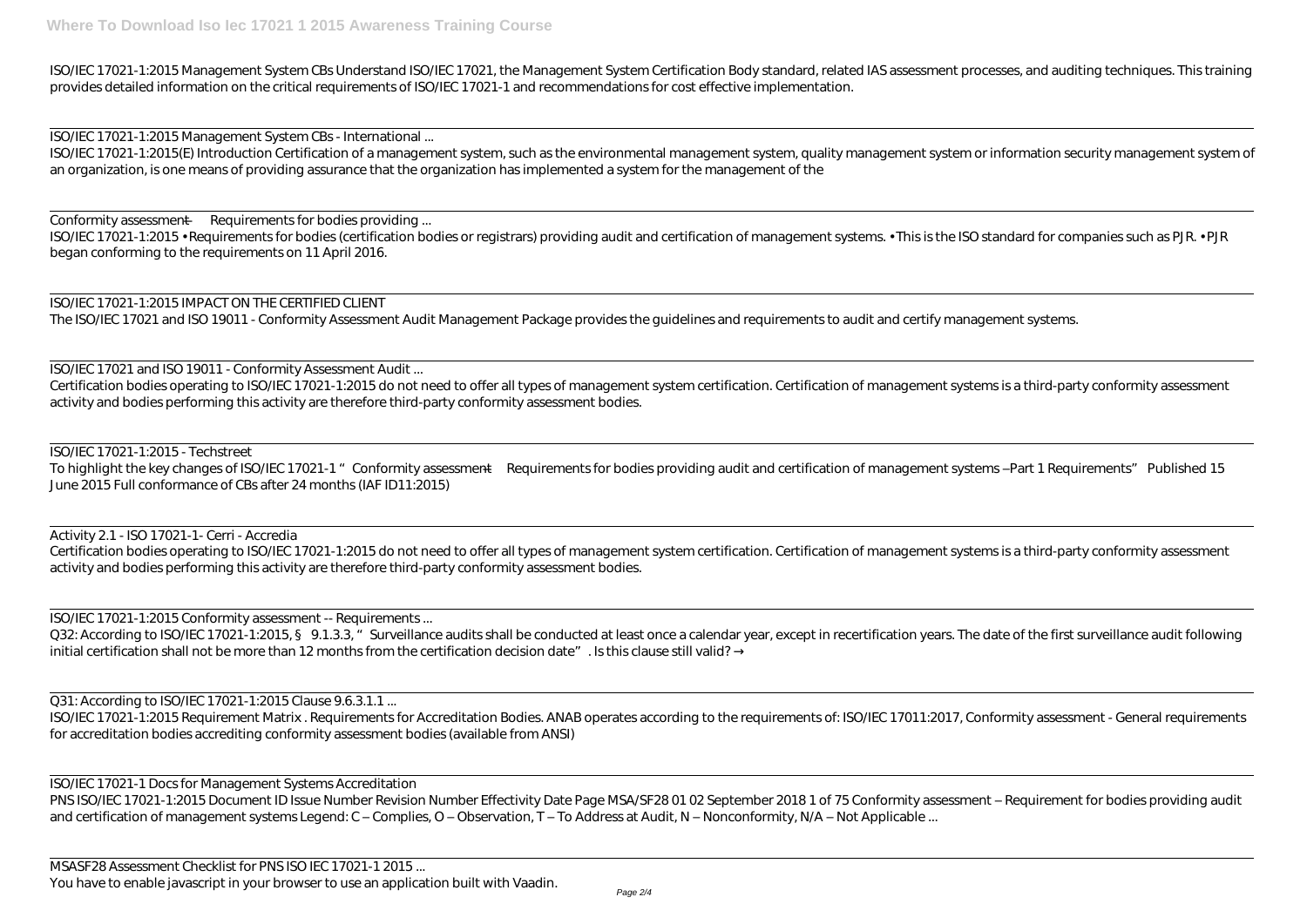ISO/IEC 17021-1:2015 Management System CBs Understand ISO/IEC 17021, the Management System Certification Body standard, related IAS assessment processes, and auditing techniques. This training provides detailed information on the critical requirements of ISO/IEC 17021-1 and recommendations for cost effective implementation.

ISO/IEC 17021-1:2015 Management System CBs - International ...

ISO/IEC 17021-1:2015(E) Introduction Certification of a management system, such as the environmental management system, quality management system or information security management system of an organization, is one means of providing assurance that the organization has implemented a system for the management of the

Conformity assessment — Requirements for bodies providing ...

ISO/IEC 17021-1:2015 • Requirements for bodies (certification bodies or registrars) providing audit and certification of management systems. • This is the ISO standard for companies such as PJR. • PJR began conforming to the requirements on 11 April 2016.

ISO/IEC 17021-1:2015 IMPACT ON THE CERTIFIED CLIENT

The ISO/IEC 17021 and ISO 19011 - Conformity Assessment Audit Management Package provides the guidelines and requirements to audit and certify management systems.

ISO/IEC 17021 and ISO 19011 - Conformity Assessment Audit ...

Certification bodies operating to ISO/IEC 17021-1:2015 do not need to offer all types of management system certification. Certification of management systems is a third-party conformity assessment activity and bodies performing this activity are therefore third-party conformity assessment bodies.

ISO/IEC 17021-1:2015 - Techstreet

To highlight the key changes of ISO/IEC 17021-1 "Conformity assessment—Requirements for bodies providing audit and certification of management systems –Part 1 Requirements" Published 15 June 2015 Full conformance of CBs after 24 months (IAF ID11:2015)

Activity 2.1 - ISO 17021-1- Cerri - Accredia

Certification bodies operating to ISO/IEC 17021-1:2015 do not need to offer all types of management system certification. Certification of management systems is a third-party conformity assessment activity and bodies performing this activity are therefore third-party conformity assessment bodies.

ISO/IEC 17021-1:2015 Conformity assessment -- Requirements ...

Q32: According to ISO/IEC 17021-1:2015, § 9.1.3.3, "Surveillance audits shall be conducted at least once a calendar year, except in recertification years. The date of the first surveillance audit following initial certification shall not be more than 12 months from the certification decision date". Is this clause still valid? →

Q31: According to ISO/IEC 17021-1:2015 Clause 9.6.3.1.1 ...

ISO/IEC 17021-1:2015 Requirement Matrix . Requirements for Accreditation Bodies. ANAB operates according to the requirements of: ISO/IEC 17011:2017, Conformity assessment - General requirements for accreditation bodies accrediting conformity assessment bodies (available from ANSI)

ISO/IEC 17021-1 Docs for Management Systems Accreditation

PNS ISO/IEC 17021-1:2015 Document ID Issue Number Revision Number Effectivity Date Page MSA/SF28 01 02 September 2018 1 of 75 Conformity assessment – Requirement for bodies providing audit and certification of management systems Legend: C – Complies, O – Observation, T – To Address at Audit, N – Nonconformity, N/A – Not Applicable ...

MSASF28 Assessment Checklist for PNS ISO IEC 17021-1 2015 ...

You have to enable javascript in your browser to use an application built with Vaadin.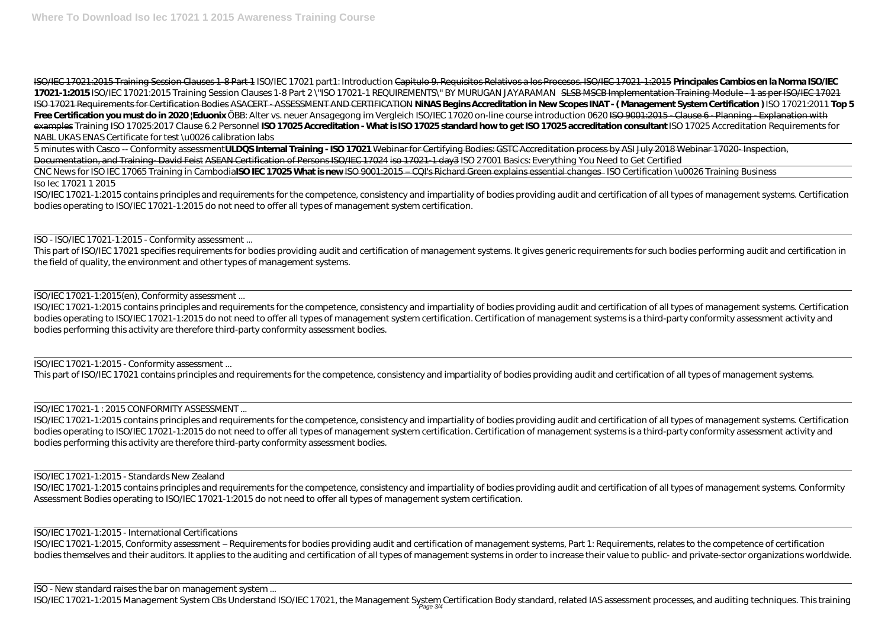ISO/IEC 17021:2015 Training Session Clauses 1-8 Part 1 *ISO/IEC 17021 part1: Introduction* Capitulo 9. Requisitos Relativos a los Procesos. ISO/IEC 17021-1:2015 **Principales Cambios en la Norma ISO/IEC 17021-1:2015** *ISO/IEC 17021:2015 Training Session Clauses 1-8 Part 2* *\"ISO 17021-1 REQUIREMENTS\" BY MURUGAN JAYARAMAN* SLSB MSCB Implementation Training Module - 1 as per ISO/IEC 17021 ISO 17021 Requirements for Certification Bodies ASACERT - ASSESSMENT AND CERTIFICATION **NiNAS Begins Accreditation in New Scopes INAT - ( Management System Certification )** *ISO 17021:2011* **Top 5 Free Certification you must do in 2020 |Eduonix** *ÖBB: Alter vs. neuer Ansagegong im Vergleich* *ISO/IEC 17020 on-line course introduction 0620* ISO 9001:2015 - Clause 6 - Planning - Explanation with examples *Training ISO 17025:2017 Clause 6.2 Personnel* **ISO 17025 Accreditation - What is ISO 17025 standard how to get ISO 17025 accreditation consultant** *ISO 17025 Accreditation Requirements for NABL UKAS ENAS Certificate for test \u0026 calibration labs*

5 minutes with Casco -- Conformity assessment**ULDQS Internal Training - ISO 17021** Webinar for Certifying Bodies: GSTC Accreditation process by ASI July 2018 Webinar 17020- Inspection, Documentation, and Training- David Feist ASEAN Certification of Persons ISO/IEC 17024 iso 17021-1 day3 *ISO 27001 Basics: Everything You Need to Get Certified*

CNC News for ISO IEC 17065 Training in Cambodia**ISO IEC 17025 What is new** ISO 9001:2015 – CQI's Richard Green explains essential changes *ISO Certification \u0026 Training Business*

Iso Iec 17021 1 2015

ISO/IEC 17021-1:2015 contains principles and requirements for the competence, consistency and impartiality of bodies providing audit and certification of all types of management systems. Certification bodies operating to ISO/IEC 17021-1:2015 do not need to offer all types of management system certification.

ISO - ISO/IEC 17021-1:2015 - Conformity assessment ...

This part of ISO/IEC 17021 specifies requirements for bodies providing audit and certification of management systems. It gives generic requirements for such bodies performing audit and certification in the field of quality, the environment and other types of management systems.

ISO/IEC 17021-1:2015(en), Conformity assessment ...

ISO/IEC 17021-1:2015 contains principles and requirements for the competence, consistency and impartiality of bodies providing audit and certification of all types of management systems. Certification bodies operating to ISO/IEC 17021-1:2015 do not need to offer all types of management system certification. Certification of management systems is a third-party conformity assessment activity and bodies performing this activity are therefore third-party conformity assessment bodies.

ISO/IEC 17021-1:2015 - Conformity assessment ...

This part of ISO/IEC 17021 contains principles and requirements for the competence, consistency and impartiality of bodies providing audit and certification of all types of management systems.

ISO/IEC 17021-1 : 2015 CONFORMITY ASSESSMENT ...

ISO/IEC 17021-1:2015 contains principles and requirements for the competence, consistency and impartiality of bodies providing audit and certification of all types of management systems. Certification bodies operating to ISO/IEC 17021-1:2015 do not need to offer all types of management system certification. Certification of management systems is a third-party conformity assessment activity and bodies performing this activity are therefore third-party conformity assessment bodies.

ISO/IEC 17021-1:2015 - Standards New Zealand

ISO/IEC 17021-1:2015 contains principles and requirements for the competence, consistency and impartiality of bodies providing audit and certification of all types of management systems. Conformity Assessment Bodies operating to ISO/IEC 17021-1:2015 do not need to offer all types of management system certification.

ISO/IEC 17021-1:2015 - International Certifications

ISO/IEC 17021-1:2015, Conformity assessment – Requirements for bodies providing audit and certification of management systems, Part 1: Requirements, relates to the competence of certification bodies themselves and their auditors. It applies to the auditing and certification of all types of management systems in order to increase their value to public- and private-sector organizations worldwide.

ISO - New standard raises the bar on management system ...

ISO/IEC 17021-1:2015 Management System CBs Understand ISO/IEC 17021, the Management System Certification Body standard, related IAS assessment processes, and auditing techniques. This training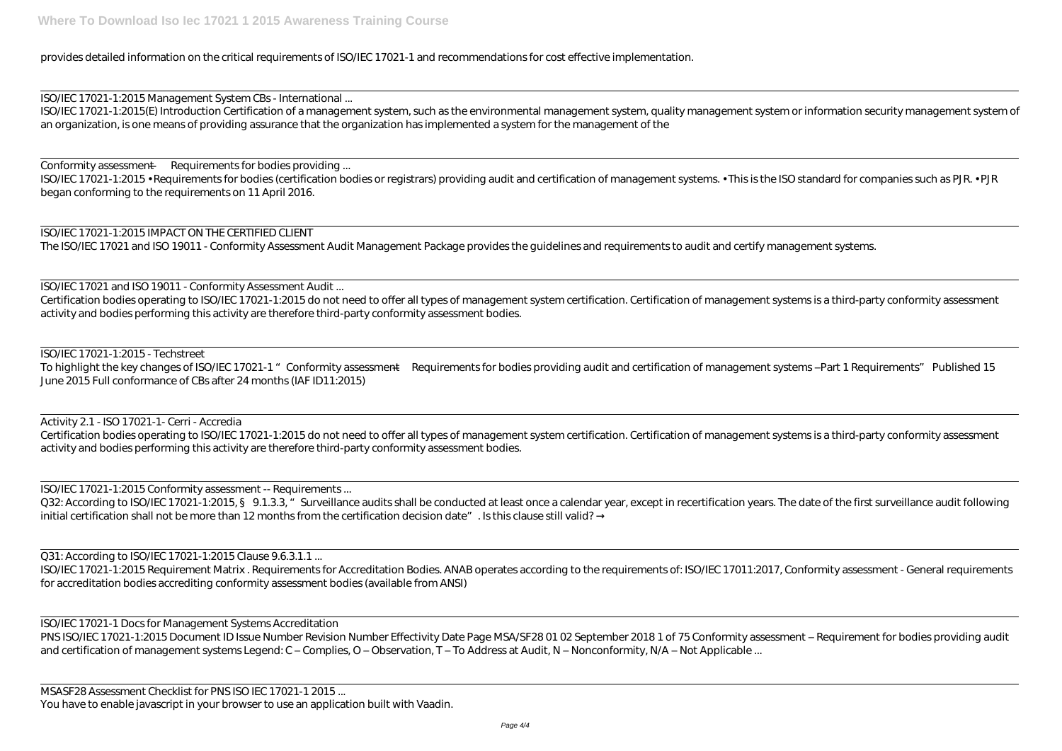provides detailed information on the critical requirements of ISO/IEC 17021-1 and recommendations for cost effective implementation.

ISO/IEC 17021-1:2015 Management System CBs - International ...

ISO/IEC 17021-1:2015(E) Introduction Certification of a management system, such as the environmental management system, quality management system or information security management system of an organization, is one means of providing assurance that the organization has implemented a system for the management of the

Conformity assessment — Requirements for bodies providing ...

ISO/IEC 17021-1:2015 • Requirements for bodies (certification bodies or registrars) providing audit and certification of management systems. • This is the ISO standard for companies such as PJR. • PJR began conforming to the requirements on 11 April 2016.

ISO/IEC 17021-1:2015 IMPACT ON THE CERTIFIED CLIENT

The ISO/IEC 17021 and ISO 19011 - Conformity Assessment Audit Management Package provides the guidelines and requirements to audit and certify management systems.

ISO/IEC 17021 and ISO 19011 - Conformity Assessment Audit ...

Certification bodies operating to ISO/IEC 17021-1:2015 do not need to offer all types of management system certification. Certification of management systems is a third-party conformity assessment activity and bodies performing this activity are therefore third-party conformity assessment bodies.

ISO/IEC 17021-1:2015 - Techstreet

To highlight the key changes of ISO/IEC 17021-1 " Conformity assessment —Requirements for bodies providing audit and certification of management systems –Part 1 Requirements" Published 15 June 2015 Full conformance of CBs after 24 months (IAF ID11:2015)

Activity 2.1 - ISO 17021-1- Cerri - Accredia

Certification bodies operating to ISO/IEC 17021-1:2015 do not need to offer all types of management system certification. Certification of management systems is a third-party conformity assessment activity and bodies performing this activity are therefore third-party conformity assessment bodies.

ISO/IEC 17021-1:2015 Conformity assessment -- Requirements ...

Q32: According to ISO/IEC 17021-1:2015, § 9.1.3.3, " Surveillance audits shall be conducted at least once a calendar year, except in recertification years. The date of the first surveillance audit following initial certification shall not be more than 12 months from the certification decision date". Is this clause still valid? →

Q31: According to ISO/IEC 17021-1:2015 Clause 9.6.3.1.1 ...

ISO/IEC 17021-1:2015 Requirement Matrix . Requirements for Accreditation Bodies. ANAB operates according to the requirements of: ISO/IEC 17011:2017, Conformity assessment - General requirements for accreditation bodies accrediting conformity assessment bodies (available from ANSI)

ISO/IEC 17021-1 Docs for Management Systems Accreditation

PNS ISO/IEC 17021-1:2015 Document ID Issue Number Revision Number Effectivity Date Page MSA/SF28 01 02 September 2018 1 of 75 Conformity assessment – Requirement for bodies providing audit and certification of management systems Legend: C – Complies, O – Observation, T – To Address at Audit, N – Nonconformity, N/A – Not Applicable ...

MSASF28 Assessment Checklist for PNS ISO IEC 17021-1 2015 ...

You have to enable javascript in your browser to use an application built with Vaadin.